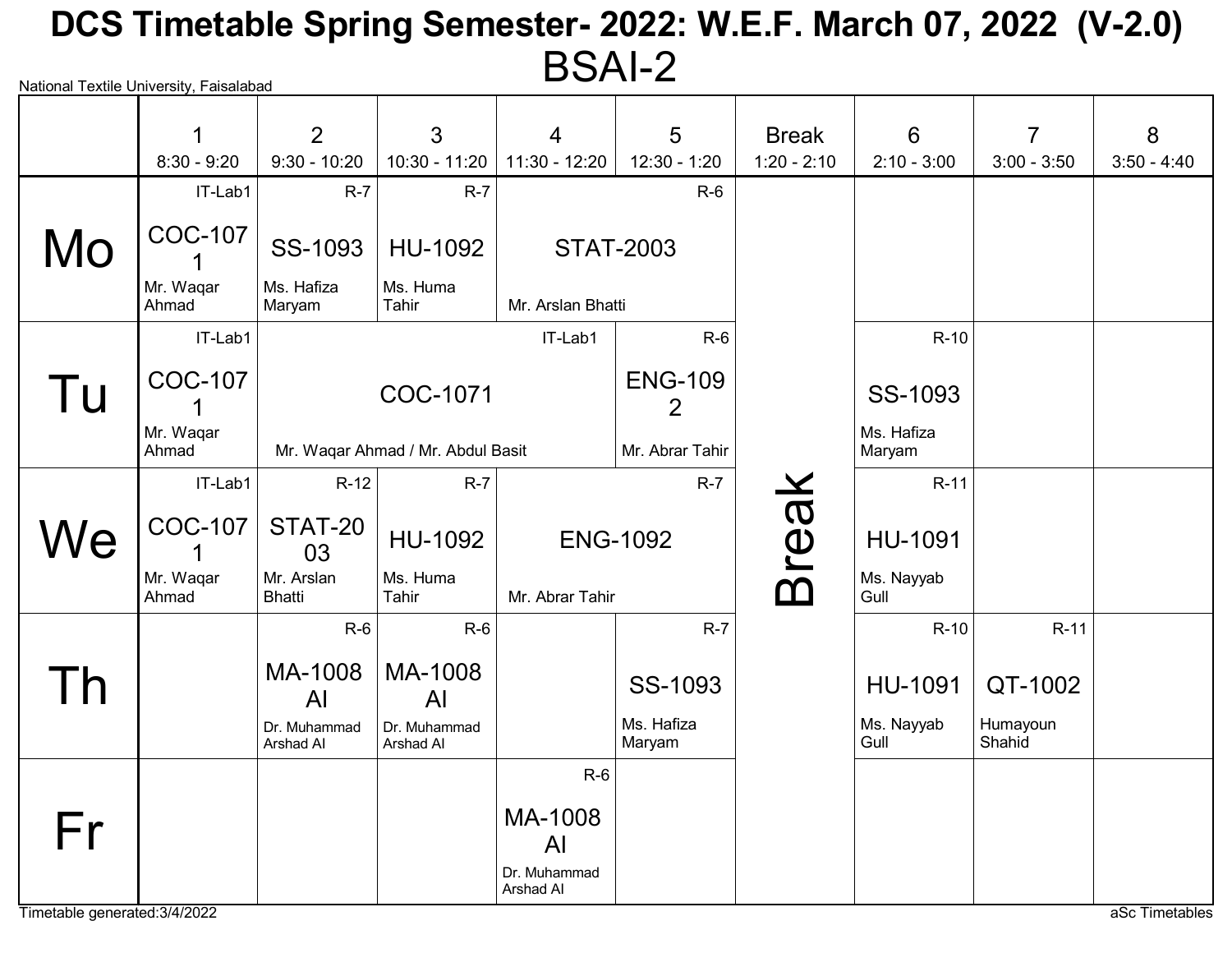# DCS Timetable Spring Semester- 2022: W.E.F. March 07, 2022 (V-2.0)

## BSAI-2

National Textile University, Faisalabad

| | 1<br>8:30 - 9:20 | 2<br>9:30 - 10:20 | 3<br>10:30 - 11:20 | 4<br>11:30 - 12:20 | 5<br>12:30 - 1:20 | Break<br>1:20 - 2:10 | 6<br>2:10 - 3:00 | 7<br>3:00 - 3:50 | 8<br>3:50 - 4:40 |
|---|---|---|---|---|---|---|---|---|---|
| **Mo** | IT-Lab1<br>COC-1071<br>Mr. Waqar Ahmad | R-7<br>SS-1093<br>Ms. Hafiza Maryam | R-7<br>HU-1092<br>Ms. Huma Tahir | R-6<br>STAT-2003<br>Mr. Arslan Bhatti | | Break | | | |
| **Tu** | IT-Lab1<br>COC-1071<br>Mr. Waqar Ahmad | IT-Lab1<br>COC-1071<br>Mr. Waqar Ahmad / Mr. Abdul Basit | | | R-6<br>ENG-1092<br>Mr. Abrar Tahir | Break | R-10<br>SS-1093<br>Ms. Hafiza Maryam | | |
| **We** | IT-Lab1<br>COC-1071<br>Mr. Waqar Ahmad | R-12<br>STAT-2003<br>Mr. Arslan Bhatti | R-7<br>HU-1092<br>Ms. Huma Tahir | R-7<br>ENG-1092<br>Mr. Abrar Tahir | | Break | R-11<br>HU-1091<br>Ms. Nayyab Gull | | |
| **Th** | | R-6<br>MA-1008 AI<br>Dr. Muhammad Arshad AI | R-6<br>MA-1008 AI<br>Dr. Muhammad Arshad AI | | R-7<br>SS-1093<br>Ms. Hafiza Maryam | Break | R-10<br>HU-1091<br>Ms. Nayyab Gull | R-11<br>QT-1002<br>Humayoun Shahid | |
| **Fr** | | | | R-6<br>MA-1008 AI<br>Dr. Muhammad Arshad AI | | Break | | | |

Timetable generated:3/4/2022

aSc Timetables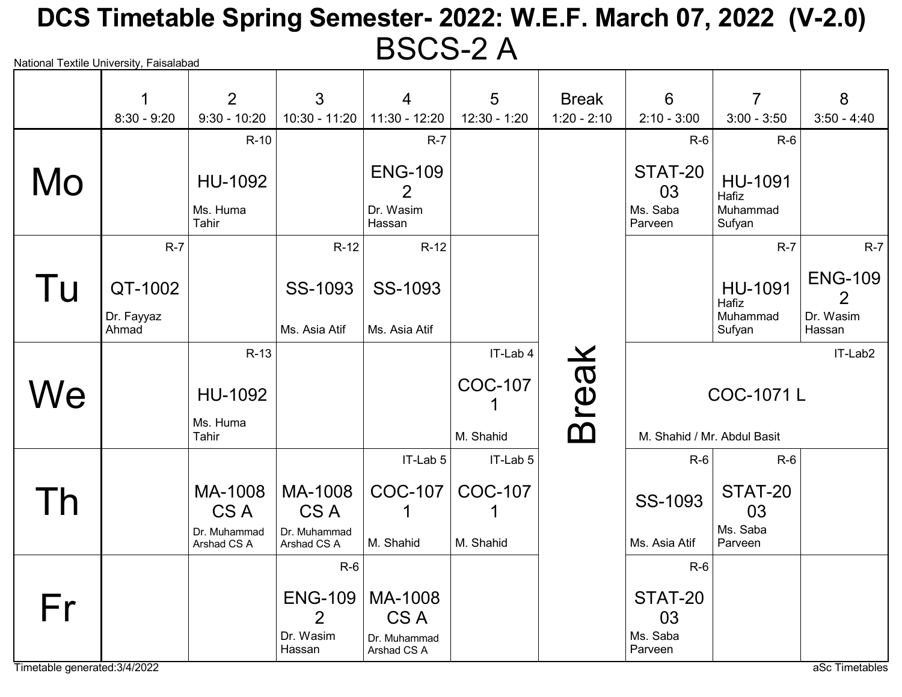# DCS Timetable Spring Semester- 2022: W.E.F. March 07, 2022 (V-2.0)

## BSCS-2 A

National Textile University, Faisalabad

| | 1<br>8:30 - 9:20 | 2<br>9:30 - 10:20 | 3<br>10:30 - 11:20 | 4<br>11:30 - 12:20 | 5<br>12:30 - 1:20 | Break<br>1:20 - 2:10 | 6<br>2:10 - 3:00 | 7<br>3:00 - 3:50 | 8<br>3:50 - 4:40 |
|---|---|---|---|---|---|---|---|---|---|
| **Mo** | | R-10<br>HU-1092<br>Ms. Huma Tahir | | R-7<br>ENG-1092<br>Dr. Wasim Hassan | | Break | R-6<br>STAT-2003<br>Ms. Saba Parveen | R-6<br>HU-1091<br>Hafiz Muhammad Sufyan | |
| **Tu** | R-7<br>QT-1002<br>Dr. Fayyaz Ahmad | | R-12<br>SS-1093<br>Ms. Asia Atif | R-12<br>SS-1093<br>Ms. Asia Atif | | Break | | R-7<br>HU-1091<br>Hafiz Muhammad Sufyan | R-7<br>ENG-1092<br>Dr. Wasim Hassan |
| **We** | | R-13<br>HU-1092<br>Ms. Huma Tahir | | | IT-Lab 4<br>COC-1071<br>M. Shahid | Break | IT-Lab2<br>COC-1071 L<br>M. Shahid / Mr. Abdul Basit | | |
| **Th** | | MA-1008 CS A<br>Dr. Muhammad Arshad CS A | MA-1008 CS A<br>Dr. Muhammad Arshad CS A | IT-Lab 5<br>COC-1071<br>M. Shahid | IT-Lab 5<br>COC-1071<br>M. Shahid | Break | R-6<br>SS-1093<br>Ms. Asia Atif | R-6<br>STAT-2003<br>Ms. Saba Parveen | |
| **Fr** | | | R-6<br>ENG-1092<br>Dr. Wasim Hassan | MA-1008 CS A<br>Dr. Muhammad Arshad CS A | | Break | R-6<br>STAT-2003<br>Ms. Saba Parveen | | |

Timetable generated:3/4/2022

aSc Timetables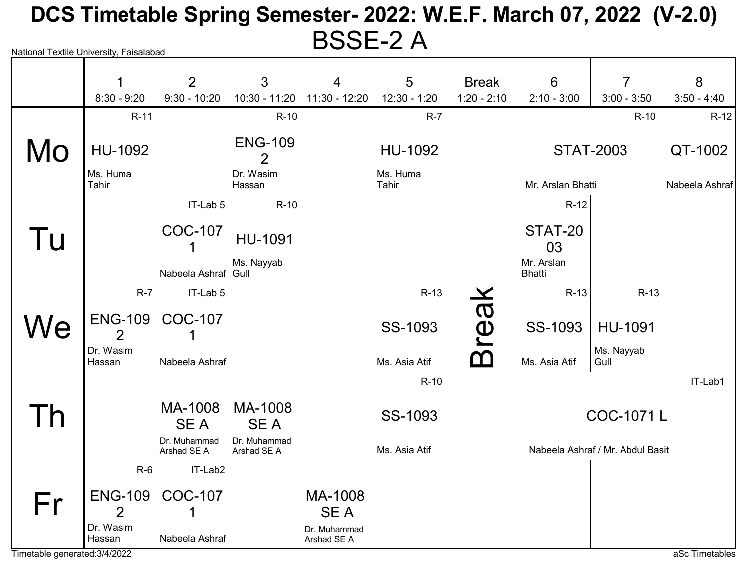# DCS Timetable Spring Semester- 2022: W.E.F. March 07, 2022 (V-2.0)

## BSSE-2 A

National Textile University, Faisalabad

| | 1<br>8:30 - 9:20 | 2<br>9:30 - 10:20 | 3<br>10:30 - 11:20 | 4<br>11:30 - 12:20 | 5<br>12:30 - 1:20 | Break<br>1:20 - 2:10 | 6<br>2:10 - 3:00 | 7<br>3:00 - 3:50 | 8<br>3:50 - 4:40 |
|---|---|---|---|---|---|---|---|---|---|
| **Mo** | R-11<br>HU-1092<br>Ms. Huma Tahir | | R-10<br>ENG-1092<br>Dr. Wasim Hassan | | R-7<br>HU-1092<br>Ms. Huma Tahir | Break | R-10<br>STAT-2003<br>Mr. Arslan Bhatti | | R-12<br>QT-1002<br>Nabeela Ashraf |
| **Tu** | | IT-Lab 5<br>COC-1071<br>Nabeela Ashraf | R-10<br>HU-1091<br>Ms. Nayyab Gull | | | Break | R-12<br>STAT-2003<br>Mr. Arslan Bhatti | | |
| **We** | R-7<br>ENG-1092<br>Dr. Wasim Hassan | IT-Lab 5<br>COC-1071<br>Nabeela Ashraf | | | R-13<br>SS-1093<br>Ms. Asia Atif | Break | R-13<br>SS-1093<br>Ms. Asia Atif | R-13<br>HU-1091<br>Ms. Nayyab Gull | |
| **Th** | | MA-1008 SE A<br>Dr. Muhammad Arshad SE A | MA-1008 SE A<br>Dr. Muhammad Arshad SE A | | R-10<br>SS-1093<br>Ms. Asia Atif | Break | IT-Lab1<br>COC-1071 L<br>Nabeela Ashraf / Mr. Abdul Basit | | |
| **Fr** | R-6<br>ENG-1092<br>Dr. Wasim Hassan | IT-Lab2<br>COC-1071<br>Nabeela Ashraf | | MA-1008 SE A<br>Dr. Muhammad Arshad SE A | | Break | | | |

Timetable generated:3/4/2022

aSc Timetables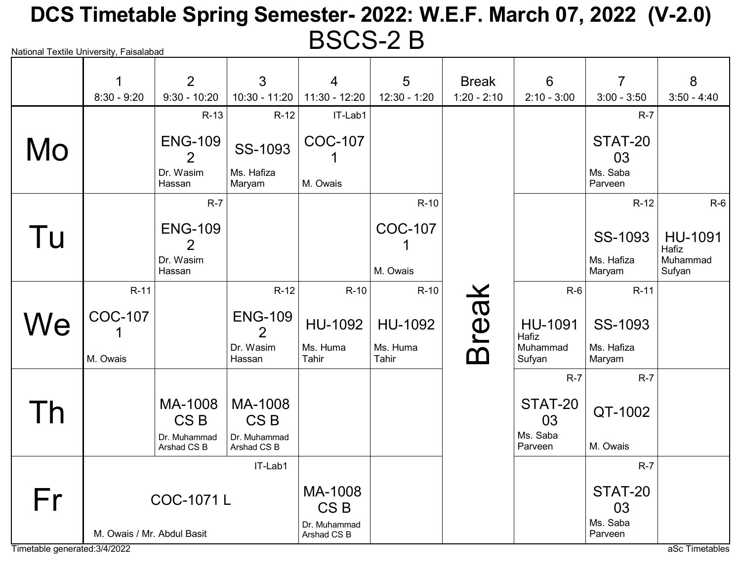# DCS Timetable Spring Semester- 2022: W.E.F. March 07, 2022 (V-2.0)

## BSCS-2 B

National Textile University, Faisalabad

| | 1<br>8:30 - 9:20 | 2<br>9:30 - 10:20 | 3<br>10:30 - 11:20 | 4<br>11:30 - 12:20 | 5<br>12:30 - 1:20 | Break<br>1:20 - 2:10 | 6<br>2:10 - 3:00 | 7<br>3:00 - 3:50 | 8<br>3:50 - 4:40 |
|---|---|---|---|---|---|---|---|---|---|
| **Mo** | | R-13<br>ENG-1092<br>Dr. Wasim Hassan | R-12<br>SS-1093<br>Ms. Hafiza Maryam | IT-Lab1<br>COC-1071<br>M. Owais | | Break | | R-7<br>STAT-2003<br>Ms. Saba Parveen | |
| **Tu** | | R-7<br>ENG-1092<br>Dr. Wasim Hassan | | | R-10<br>COC-1071<br>M. Owais | Break | | R-12<br>SS-1093<br>Ms. Hafiza Maryam | R-6<br>HU-1091<br>Hafiz Muhammad Sufyan |
| **We** | R-11<br>COC-1071<br>M. Owais | | R-12<br>ENG-1092<br>Dr. Wasim Hassan | R-10<br>HU-1092<br>Ms. Huma Tahir | R-10<br>HU-1092<br>Ms. Huma Tahir | Break | R-6<br>HU-1091<br>Hafiz Muhammad Sufyan | R-11<br>SS-1093<br>Ms. Hafiza Maryam | |
| **Th** | | MA-1008 CS B<br>Dr. Muhammad Arshad CS B | MA-1008 CS B<br>Dr. Muhammad Arshad CS B | | | Break | R-7<br>STAT-2003<br>Ms. Saba Parveen | R-7<br>QT-1002<br>M. Owais | |
| **Fr** | IT-Lab1<br>COC-1071 L<br>M. Owais / Mr. Abdul Basit | | | MA-1008 CS B<br>Dr. Muhammad Arshad CS B | | Break | | R-7<br>STAT-2003<br>Ms. Saba Parveen | |

Timetable generated:3/4/2022

aSc Timetables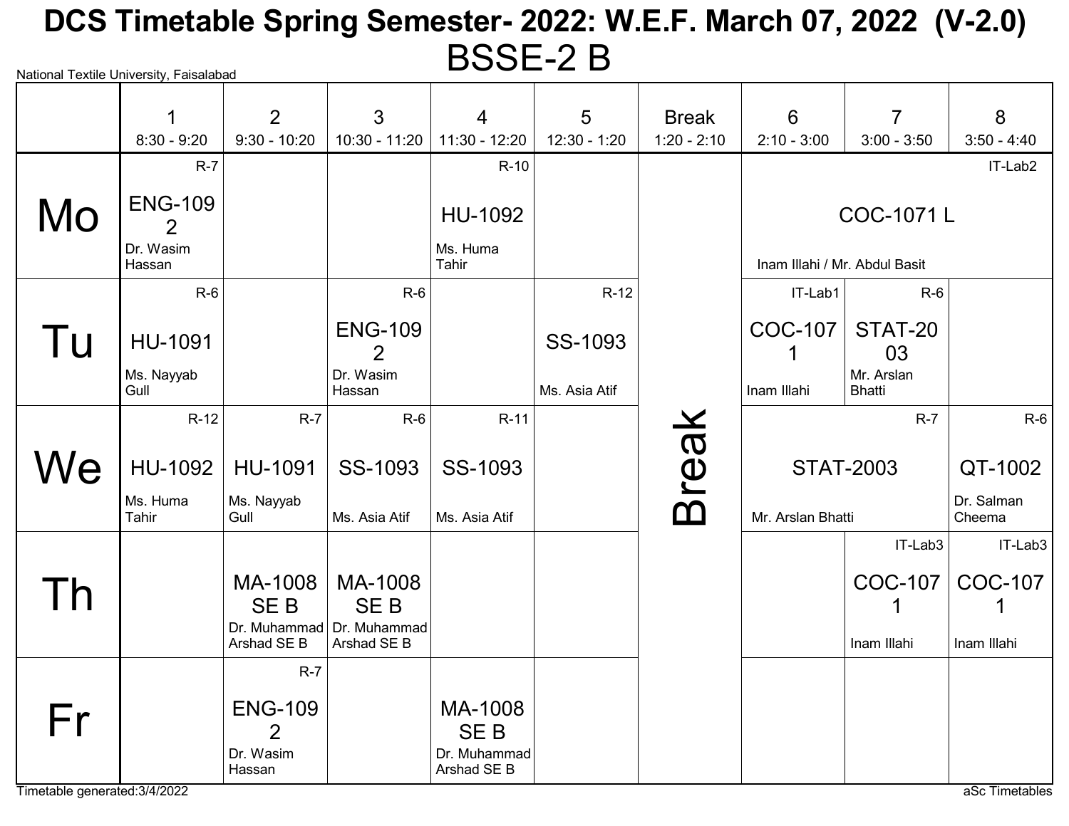# DCS Timetable Spring Semester- 2022: W.E.F. March 07, 2022 (V-2.0)

## BSSE-2 B

National Textile University, Faisalabad

| | 1<br>8:30 - 9:20 | 2<br>9:30 - 10:20 | 3<br>10:30 - 11:20 | 4<br>11:30 - 12:20 | 5<br>12:30 - 1:20 | Break<br>1:20 - 2:10 | 6<br>2:10 - 3:00 | 7<br>3:00 - 3:50 | 8<br>3:50 - 4:40 |
|---|---|---|---|---|---|---|---|---|---|
| **Mo** | R-7<br>ENG-1092<br>Dr. Wasim Hassan | | | R-10<br>HU-1092<br>Ms. Huma Tahir | | Break | IT-Lab2<br>COC-1071 L<br>Inam Illahi / Mr. Abdul Basit | | |
| **Tu** | R-6<br>HU-1091<br>Ms. Nayyab Gull | | R-6<br>ENG-1092<br>Dr. Wasim Hassan | | R-12<br>SS-1093<br>Ms. Asia Atif | Break | IT-Lab1<br>COC-1071<br>Inam Illahi | R-6<br>STAT-2003<br>Mr. Arslan Bhatti | |
| **We** | R-12<br>HU-1092<br>Ms. Huma Tahir | R-7<br>HU-1091<br>Ms. Nayyab Gull | R-6<br>SS-1093<br>Ms. Asia Atif | R-11<br>SS-1093<br>Ms. Asia Atif | | Break | R-7<br>STAT-2003<br>Mr. Arslan Bhatti | | R-6<br>QT-1002<br>Dr. Salman Cheema |
| **Th** | | MA-1008 SE B<br>Dr. Muhammad Arshad SE B | MA-1008 SE B<br>Dr. Muhammad Arshad SE B | | | Break | | IT-Lab3<br>COC-1071<br>Inam Illahi | IT-Lab3<br>COC-1071<br>Inam Illahi |
| **Fr** | | R-7<br>ENG-1092<br>Dr. Wasim Hassan | | MA-1008 SE B<br>Dr. Muhammad Arshad SE B | | Break | | | |

Timetable generated:3/4/2022 aSc Timetables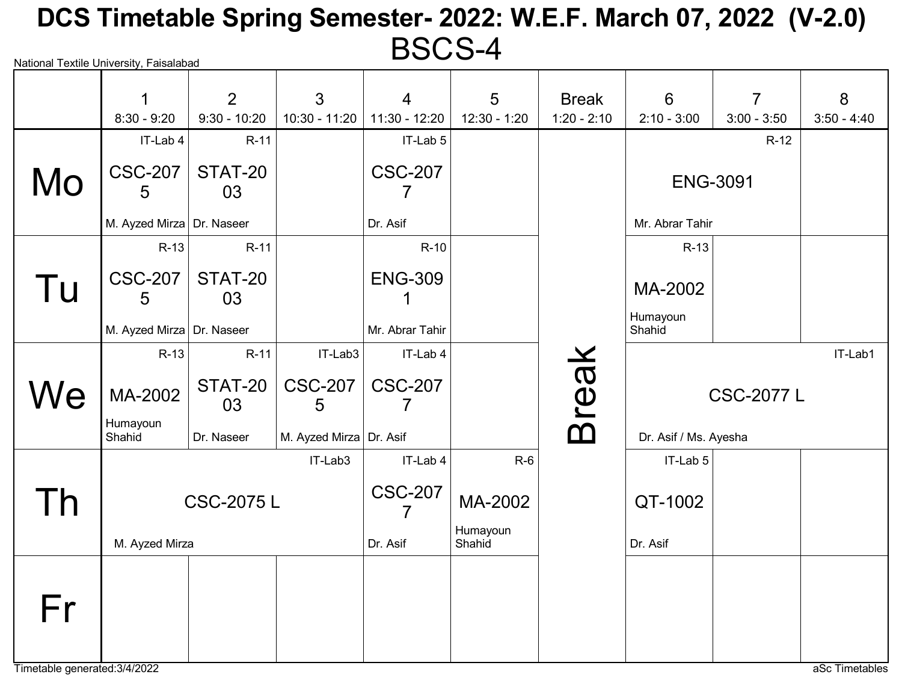# DCS Timetable Spring Semester- 2022: W.E.F. March 07, 2022 (V-2.0)

## BSCS-4

National Textile University, Faisalabad

| | 1<br>8:30 - 9:20 | 2<br>9:30 - 10:20 | 3<br>10:30 - 11:20 | 4<br>11:30 - 12:20 | 5<br>12:30 - 1:20 | Break<br>1:20 - 2:10 | 6<br>2:10 - 3:00 | 7<br>3:00 - 3:50 | 8<br>3:50 - 4:40 |
|---|---|---|---|---|---|---|---|---|---|
| Mo | IT-Lab 4<br>CSC-2075<br>M. Ayzed Mirza | R-11<br>STAT-2003<br>Dr. Naseer | | IT-Lab 5<br>CSC-2077<br>Dr. Asif | | Break | R-12<br>ENG-3091<br>Mr. Abrar Tahir | | |
| Tu | R-13<br>CSC-2075<br>M. Ayzed Mirza | R-11<br>STAT-2003<br>Dr. Naseer | | R-10<br>ENG-3091<br>Mr. Abrar Tahir | | Break | R-13<br>MA-2002<br>Humayoun Shahid | | |
| We | R-13<br>MA-2002<br>Humayoun Shahid | R-11<br>STAT-2003<br>Dr. Naseer | IT-Lab3<br>CSC-2075<br>M. Ayzed Mirza | IT-Lab 4<br>CSC-2077<br>Dr. Asif | | Break | IT-Lab1<br>CSC-2077 L<br>Dr. Asif / Ms. Ayesha | | |
| Th | IT-Lab3<br>CSC-2075 L<br>M. Ayzed Mirza | | | IT-Lab 4<br>CSC-2077<br>Dr. Asif | R-6<br>MA-2002<br>Humayoun Shahid | Break | IT-Lab 5<br>QT-1002<br>Dr. Asif | | |
| Fr | | | | | | Break | | | |

Timetable generated:3/4/2022

aSc Timetables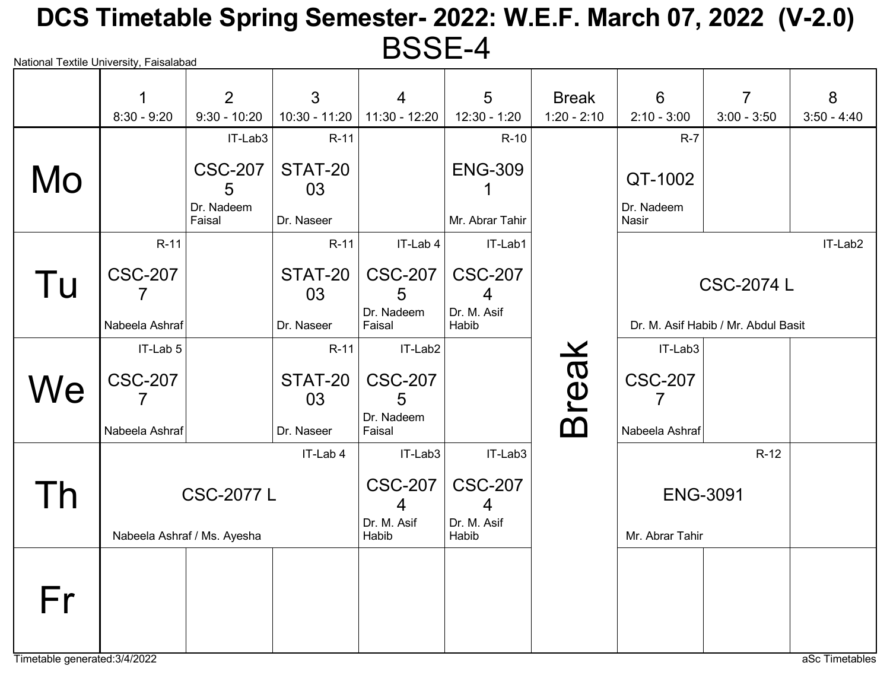# DCS Timetable Spring Semester- 2022: W.E.F. March 07, 2022 (V-2.0)

## BSSE-4

National Textile University, Faisalabad

| | 1<br>8:30 - 9:20 | 2<br>9:30 - 10:20 | 3<br>10:30 - 11:20 | 4<br>11:30 - 12:20 | 5<br>12:30 - 1:20 | Break<br>1:20 - 2:10 | 6<br>2:10 - 3:00 | 7<br>3:00 - 3:50 | 8<br>3:50 - 4:40 |
|---|---|---|---|---|---|---|---|---|---|
| **Mo** | | IT-Lab3<br>CSC-2075<br>Dr. Nadeem Faisal | R-11<br>STAT-2003<br>Dr. Naseer | | R-10<br>ENG-3091<br>Mr. Abrar Tahir | Break | R-7<br>QT-1002<br>Dr. Nadeem Nasir | | |
| **Tu** | R-11<br>CSC-2077<br>Nabeela Ashraf | | R-11<br>STAT-2003<br>Dr. Naseer | IT-Lab 4<br>CSC-2075<br>Dr. Nadeem Faisal | IT-Lab1<br>CSC-2074<br>Dr. M. Asif Habib | Break | IT-Lab2<br>CSC-2074 L<br>Dr. M. Asif Habib / Mr. Abdul Basit | | |
| **We** | IT-Lab 5<br>CSC-2077<br>Nabeela Ashraf | | R-11<br>STAT-2003<br>Dr. Naseer | IT-Lab2<br>CSC-2075<br>Dr. Nadeem Faisal | | Break | IT-Lab3<br>CSC-2077<br>Nabeela Ashraf | | |
| **Th** | IT-Lab 4<br>CSC-2077 L<br>Nabeela Ashraf / Ms. Ayesha | | | IT-Lab3<br>CSC-2074<br>Dr. M. Asif Habib | IT-Lab3<br>CSC-2074<br>Dr. M. Asif Habib | Break | R-12<br>ENG-3091<br>Mr. Abrar Tahir | | |
| **Fr** | | | | | | Break | | | |

Timetable generated:3/4/2022

aSc Timetables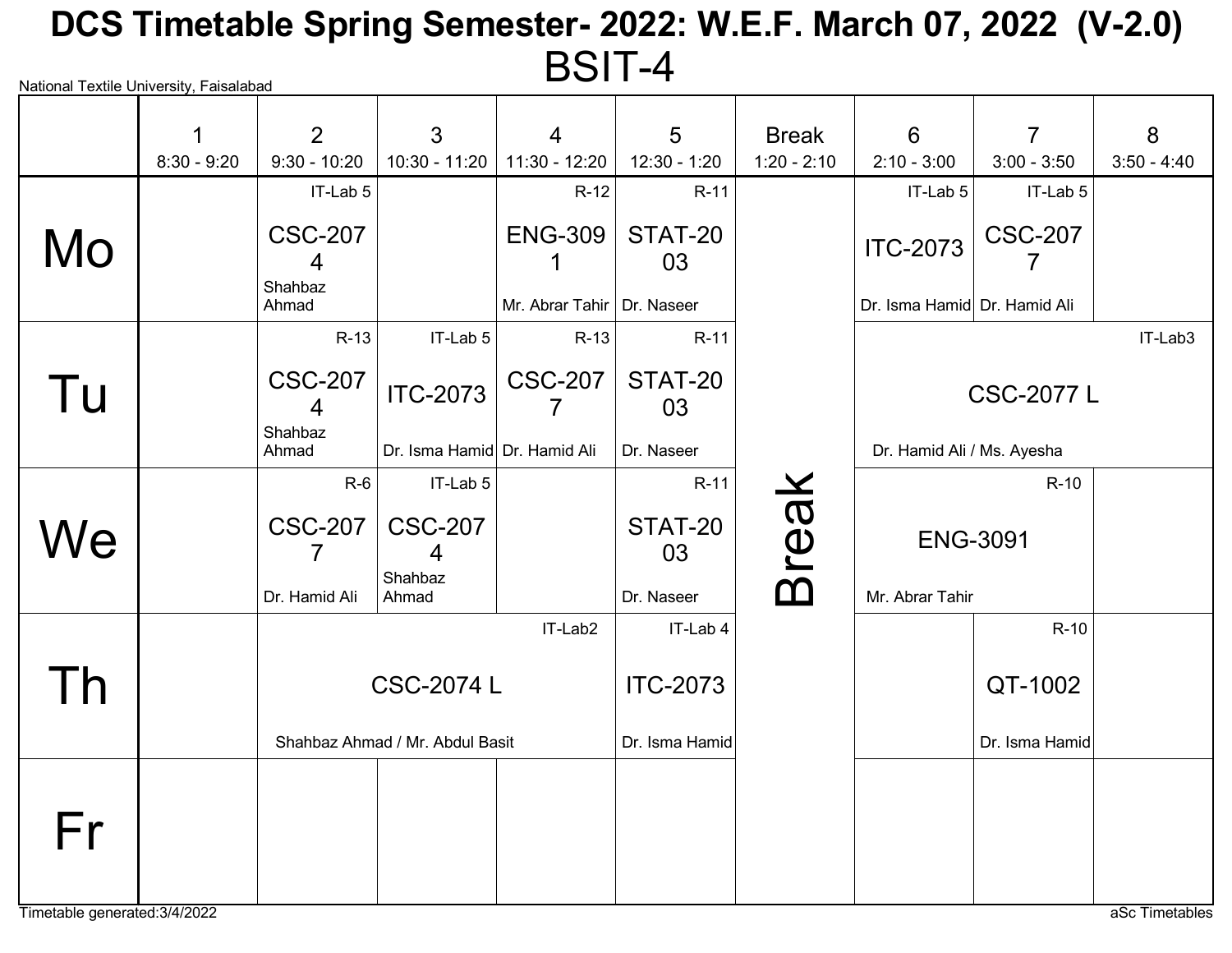# DCS Timetable Spring Semester- 2022: W.E.F. March 07, 2022 (V-2.0)

## BSIT-4

National Textile University, Faisalabad

| | 1<br>8:30 - 9:20 | 2<br>9:30 - 10:20 | 3<br>10:30 - 11:20 | 4<br>11:30 - 12:20 | 5<br>12:30 - 1:20 | Break<br>1:20 - 2:10 | 6<br>2:10 - 3:00 | 7<br>3:00 - 3:50 | 8<br>3:50 - 4:40 |
|---|---|---|---|---|---|---|---|---|---|
| **Mo** | | IT-Lab 5<br>CSC-2074<br>Shahbaz Ahmad | | R-12<br>ENG-3091<br>Mr. Abrar Tahir | R-11<br>STAT-2003<br>Dr. Naseer | Break | IT-Lab 5<br>ITC-2073<br>Dr. Isma Hamid | IT-Lab 5<br>CSC-2077<br>Dr. Hamid Ali | |
| **Tu** | | R-13<br>CSC-2074<br>Shahbaz Ahmad | IT-Lab 5<br>ITC-2073<br>Dr. Isma Hamid | R-13<br>CSC-2077<br>Dr. Hamid Ali | R-11<br>STAT-2003<br>Dr. Naseer | Break | IT-Lab3<br>CSC-2077 L<br>Dr. Hamid Ali / Ms. Ayesha | | |
| **We** | | R-6<br>CSC-2077<br>Dr. Hamid Ali | IT-Lab 5<br>CSC-2074<br>Shahbaz Ahmad | | R-11<br>STAT-2003<br>Dr. Naseer | Break | R-10<br>ENG-3091<br>Mr. Abrar Tahir | | |
| **Th** | | IT-Lab2<br>CSC-2074 L<br>Shahbaz Ahmad / Mr. Abdul Basit | | | IT-Lab 4<br>ITC-2073<br>Dr. Isma Hamid | Break | | R-10<br>QT-1002<br>Dr. Isma Hamid | |
| **Fr** | | | | | | Break | | | |

Timetable generated:3/4/2022

aSc Timetables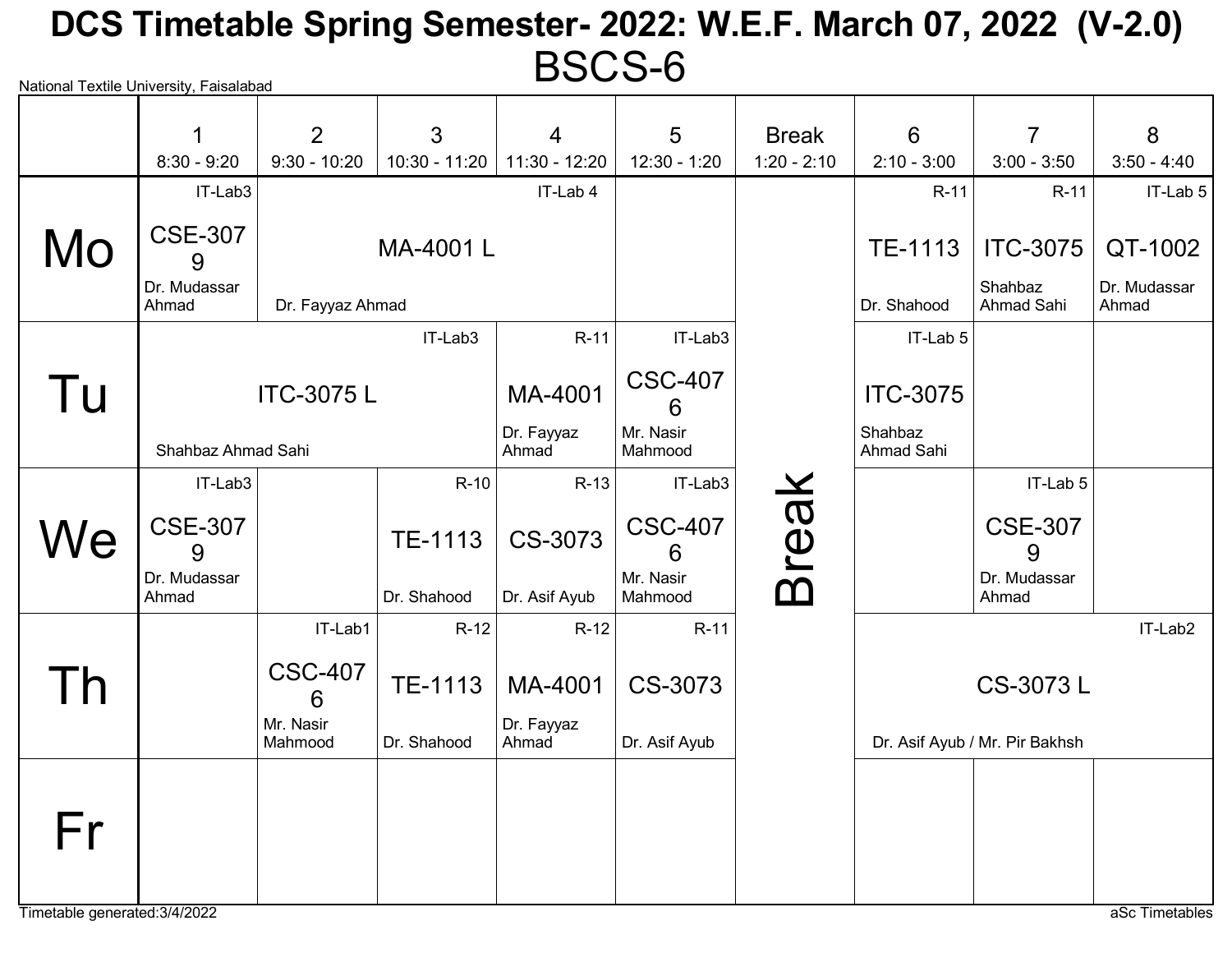# DCS Timetable Spring Semester- 2022: W.E.F. March 07, 2022 (V-2.0)

## BSCS-6

National Textile University, Faisalabad

| | 1<br>8:30 - 9:20 | 2<br>9:30 - 10:20 | 3<br>10:30 - 11:20 | 4<br>11:30 - 12:20 | 5<br>12:30 - 1:20 | Break<br>1:20 - 2:10 | 6<br>2:10 - 3:00 | 7<br>3:00 - 3:50 | 8<br>3:50 - 4:40 |
|---|---|---|---|---|---|---|---|---|---|
| Mo | IT-Lab3<br>CSE-3079<br>Dr. Mudassar Ahmad | IT-Lab 4<br>MA-4001 L<br>Dr. Fayyaz Ahmad | | | | Break | R-11<br>TE-1113<br>Dr. Shahood | R-11<br>ITC-3075<br>Shahbaz Ahmad Sahi | IT-Lab 5<br>QT-1002<br>Dr. Mudassar Ahmad |
| Tu | IT-Lab3<br>ITC-3075 L<br>Shahbaz Ahmad Sahi | | | R-11<br>MA-4001<br>Dr. Fayyaz Ahmad | IT-Lab3<br>CSC-4076<br>Mr. Nasir Mahmood | Break | IT-Lab 5<br>ITC-3075<br>Shahbaz Ahmad Sahi | | |
| We | IT-Lab3<br>CSE-3079<br>Dr. Mudassar Ahmad | | R-10<br>TE-1113<br>Dr. Shahood | R-13<br>CS-3073<br>Dr. Asif Ayub | IT-Lab3<br>CSC-4076<br>Mr. Nasir Mahmood | Break | | IT-Lab 5<br>CSE-3079<br>Dr. Mudassar Ahmad | |
| Th | | IT-Lab1<br>CSC-4076<br>Mr. Nasir Mahmood | R-12<br>TE-1113<br>Dr. Shahood | R-12<br>MA-4001<br>Dr. Fayyaz Ahmad | R-11<br>CS-3073<br>Dr. Asif Ayub | Break | IT-Lab2<br>CS-3073 L<br>Dr. Asif Ayub / Mr. Pir Bakhsh | | |
| Fr | | | | | | Break | | | |

Timetable generated:3/4/2022

aSc Timetables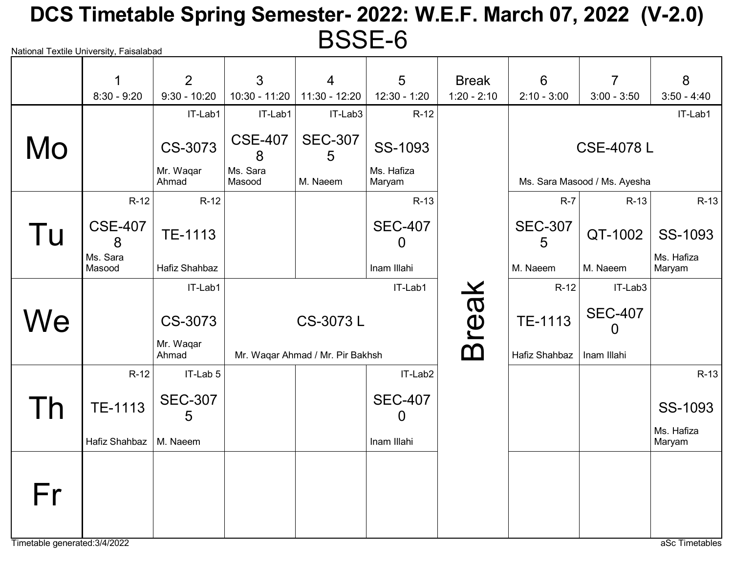# DCS Timetable Spring Semester- 2022: W.E.F. March 07, 2022 (V-2.0)

## BSSE-6

National Textile University, Faisalabad

| | 1<br>8:30 - 9:20 | 2<br>9:30 - 10:20 | 3<br>10:30 - 11:20 | 4<br>11:30 - 12:20 | 5<br>12:30 - 1:20 | Break<br>1:20 - 2:10 | 6<br>2:10 - 3:00 | 7<br>3:00 - 3:50 | 8<br>3:50 - 4:40 |
|---|---|---|---|---|---|---|---|---|---|
| **Mo** | | IT-Lab1<br>CS-3073<br>Mr. Waqar Ahmad | IT-Lab1<br>CSE-4078<br>Ms. Sara Masood | IT-Lab3<br>SEC-3075<br>M. Naeem | R-12<br>SS-1093<br>Ms. Hafiza Maryam | Break | IT-Lab1<br>CSE-4078 L<br>Ms. Sara Masood / Ms. Ayesha | | |
| **Tu** | R-12<br>CSE-4078<br>Ms. Sara Masood | R-12<br>TE-1113<br>Hafiz Shahbaz | | | R-13<br>SEC-4070<br>Inam Illahi | Break | R-7<br>SEC-3075<br>M. Naeem | R-13<br>QT-1002<br>M. Naeem | R-13<br>SS-1093<br>Ms. Hafiza Maryam |
| **We** | | IT-Lab1<br>CS-3073<br>Mr. Waqar Ahmad | IT-Lab1<br>CS-3073 L<br>Mr. Waqar Ahmad / Mr. Pir Bakhsh | | | Break | R-12<br>TE-1113<br>Hafiz Shahbaz | IT-Lab3<br>SEC-4070<br>Inam Illahi | |
| **Th** | R-12<br>TE-1113<br>Hafiz Shahbaz | IT-Lab 5<br>SEC-3075<br>M. Naeem | | | IT-Lab2<br>SEC-4070<br>Inam Illahi | Break | | | R-13<br>SS-1093<br>Ms. Hafiza Maryam |
| **Fr** | | | | | | Break | | | |

Timetable generated:3/4/2022

aSc Timetables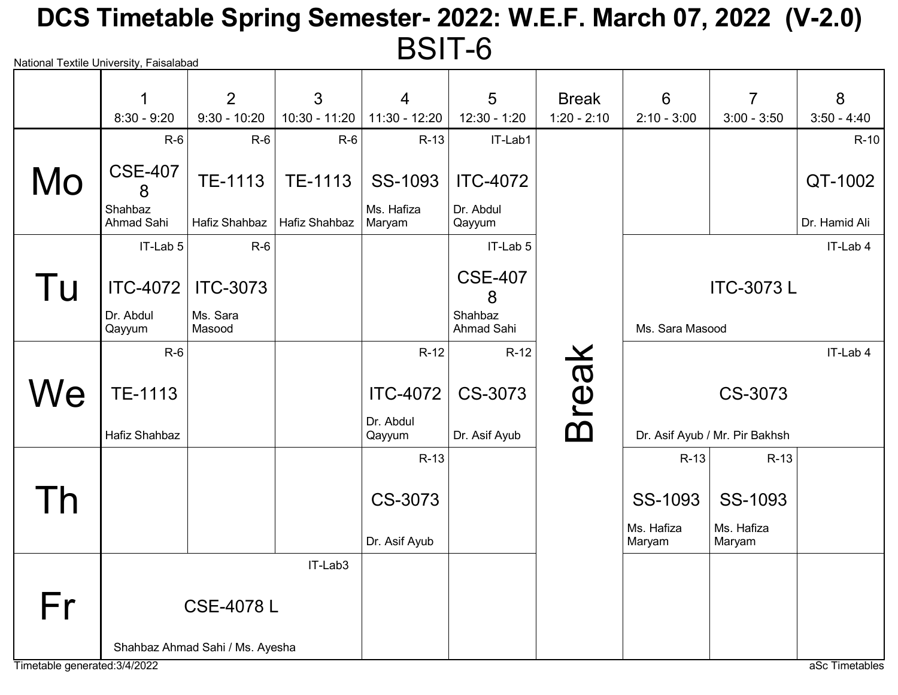# DCS Timetable Spring Semester- 2022: W.E.F. March 07, 2022 (V-2.0)

## BSIT-6

National Textile University, Faisalabad

| | 1<br>8:30 - 9:20 | 2<br>9:30 - 10:20 | 3<br>10:30 - 11:20 | 4<br>11:30 - 12:20 | 5<br>12:30 - 1:20 | Break<br>1:20 - 2:10 | 6<br>2:10 - 3:00 | 7<br>3:00 - 3:50 | 8<br>3:50 - 4:40 |
|---|---|---|---|---|---|---|---|---|---|
| Mo | R-6<br>CSE-4078<br>Shahbaz Ahmad Sahi | R-6<br>TE-1113<br>Hafiz Shahbaz | R-6<br>TE-1113<br>Hafiz Shahbaz | R-13<br>SS-1093<br>Ms. Hafiza Maryam | IT-Lab1<br>ITC-4072<br>Dr. Abdul Qayyum | Break | | | R-10<br>QT-1002<br>Dr. Hamid Ali |
| Tu | IT-Lab 5<br>ITC-4072<br>Dr. Abdul Qayyum | R-6<br>ITC-3073<br>Ms. Sara Masood | | | IT-Lab 5<br>CSE-4078<br>Shahbaz Ahmad Sahi | Break | IT-Lab 4<br>ITC-3073 L<br>Ms. Sara Masood | | |
| We | R-6<br>TE-1113<br>Hafiz Shahbaz | | | R-12<br>ITC-4072<br>Dr. Abdul Qayyum | R-12<br>CS-3073<br>Dr. Asif Ayub | Break | IT-Lab 4<br>CS-3073<br>Dr. Asif Ayub / Mr. Pir Bakhsh | | |
| Th | | | | R-13<br>CS-3073<br>Dr. Asif Ayub | | Break | R-13<br>SS-1093<br>Ms. Hafiza Maryam | R-13<br>SS-1093<br>Ms. Hafiza Maryam | |
| Fr | IT-Lab3<br>CSE-4078 L<br>Shahbaz Ahmad Sahi / Ms. Ayesha | | | | | Break | | | |

Timetable generated:3/4/2022

aSc Timetables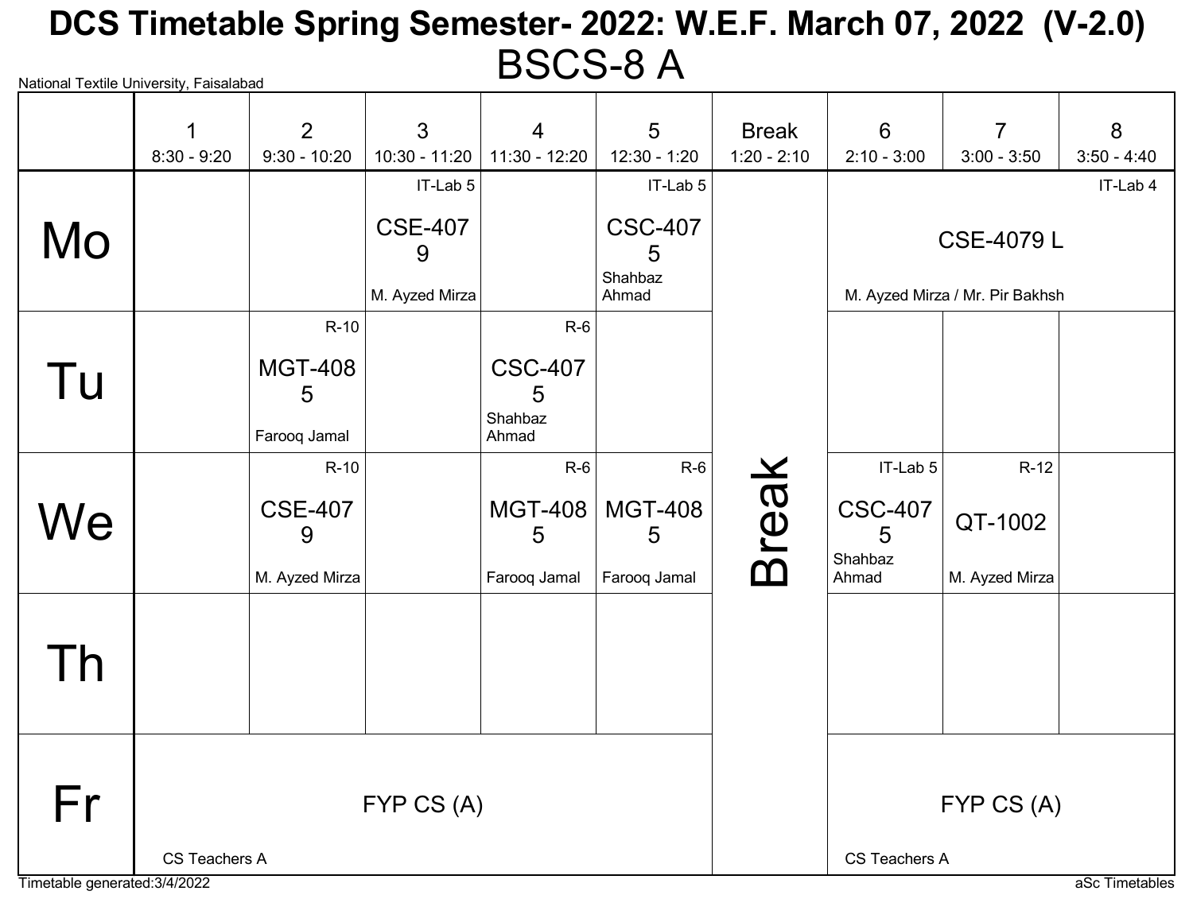# DCS Timetable Spring Semester- 2022: W.E.F. March 07, 2022 (V-2.0)

## BSCS-8 A

National Textile University, Faisalabad

| | 1<br>8:30 - 9:20 | 2<br>9:30 - 10:20 | 3<br>10:30 - 11:20 | 4<br>11:30 - 12:20 | 5<br>12:30 - 1:20 | Break<br>1:20 - 2:10 | 6<br>2:10 - 3:00 | 7<br>3:00 - 3:50 | 8<br>3:50 - 4:40 |
|---|---|---|---|---|---|---|---|---|---|
| Mo | | | IT-Lab 5<br>CSE-4079<br>M. Ayzed Mirza | | IT-Lab 5<br>CSC-4075<br>Shahbaz Ahmad | Break | IT-Lab 4<br>CSE-4079 L<br>M. Ayzed Mirza / Mr. Pir Bakhsh | | |
| Tu | | R-10<br>MGT-4085<br>Farooq Jamal | | R-6<br>CSC-4075<br>Shahbaz Ahmad | | Break | | | |
| We | | R-10<br>CSE-4079<br>M. Ayzed Mirza | | R-6<br>MGT-4085<br>Farooq Jamal | R-6<br>MGT-4085<br>Farooq Jamal | Break | IT-Lab 5<br>CSC-4075<br>Shahbaz Ahmad | R-12<br>QT-1002<br>M. Ayzed Mirza | |
| Th | | | | | | Break | | | |
| Fr | FYP CS (A)<br>CS Teachers A | | | | | Break | FYP CS (A)<br>CS Teachers A | | |

Timetable generated:3/4/2022

aSc Timetables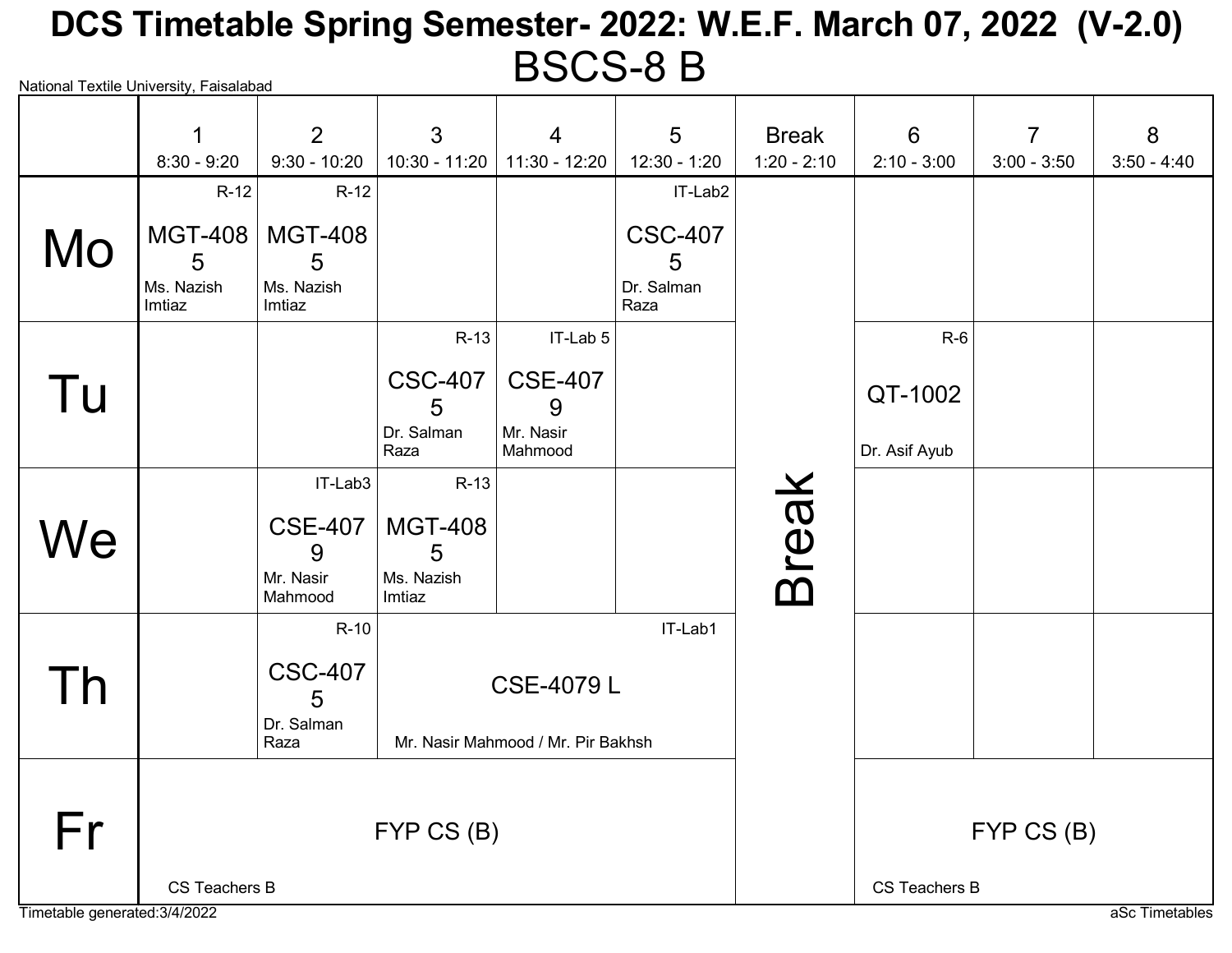# DCS Timetable Spring Semester- 2022: W.E.F. March 07, 2022 (V-2.0)

## BSCS-8 B

National Textile University, Faisalabad

| | 1<br>8:30 - 9:20 | 2<br>9:30 - 10:20 | 3<br>10:30 - 11:20 | 4<br>11:30 - 12:20 | 5<br>12:30 - 1:20 | Break<br>1:20 - 2:10 | 6<br>2:10 - 3:00 | 7<br>3:00 - 3:50 | 8<br>3:50 - 4:40 |
|---|---|---|---|---|---|---|---|---|---|
| Mo | R-12<br>MGT-4085<br>Ms. Nazish Imtiaz | R-12<br>MGT-4085<br>Ms. Nazish Imtiaz | | | IT-Lab2<br>CSC-4075<br>Dr. Salman Raza | Break | | | |
| Tu | | | R-13<br>CSC-4075<br>Dr. Salman Raza | IT-Lab 5<br>CSE-4079<br>Mr. Nasir Mahmood | | Break | R-6<br>QT-1002<br>Dr. Asif Ayub | | |
| We | | IT-Lab3<br>CSE-4079<br>Mr. Nasir Mahmood | R-13<br>MGT-4085<br>Ms. Nazish Imtiaz | | | Break | | | |
| Th | | R-10<br>CSC-4075<br>Dr. Salman Raza | IT-Lab1<br>CSE-4079 L<br>Mr. Nasir Mahmood / Mr. Pir Bakhsh | | | Break | | | |
| Fr | FYP CS (B)<br>CS Teachers B | | | | | Break | FYP CS (B)<br>CS Teachers B | | |

Timetable generated:3/4/2022

aSc Timetables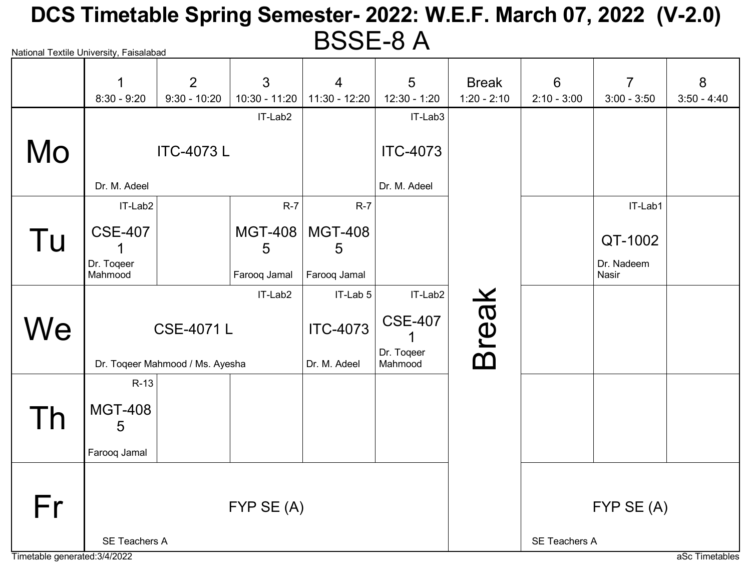# DCS Timetable Spring Semester- 2022: W.E.F. March 07, 2022 (V-2.0)

## BSSE-8 A

National Textile University, Faisalabad

| | 1<br>8:30 - 9:20 | 2<br>9:30 - 10:20 | 3<br>10:30 - 11:20 | 4<br>11:30 - 12:20 | 5<br>12:30 - 1:20 | Break<br>1:20 - 2:10 | 6<br>2:10 - 3:00 | 7<br>3:00 - 3:50 | 8<br>3:50 - 4:40 |
|---|---|---|---|---|---|---|---|---|---|
| Mo | ITC-4073 L<br>IT-Lab2<br>Dr. M. Adeel | | | | ITC-4073<br>IT-Lab3<br>Dr. M. Adeel | Break | | | |
| Tu | CSE-4071<br>IT-Lab2<br>Dr. Toqeer Mahmood | | MGT-4085<br>R-7<br>Farooq Jamal | MGT-4085<br>R-7<br>Farooq Jamal | | Break | | QT-1002<br>IT-Lab1<br>Dr. Nadeem Nasir | |
| We | CSE-4071 L<br>IT-Lab2<br>Dr. Toqeer Mahmood / Ms. Ayesha | | | ITC-4073<br>IT-Lab 5<br>Dr. M. Adeel | CSE-4071<br>IT-Lab2<br>Dr. Toqeer Mahmood | Break | | | |
| Th | MGT-4085<br>R-13<br>Farooq Jamal | | | | | Break | | | |
| Fr | FYP SE (A)<br>SE Teachers A | | | | | Break | FYP SE (A)<br>SE Teachers A | | |

Timetable generated:3/4/2022

aSc Timetables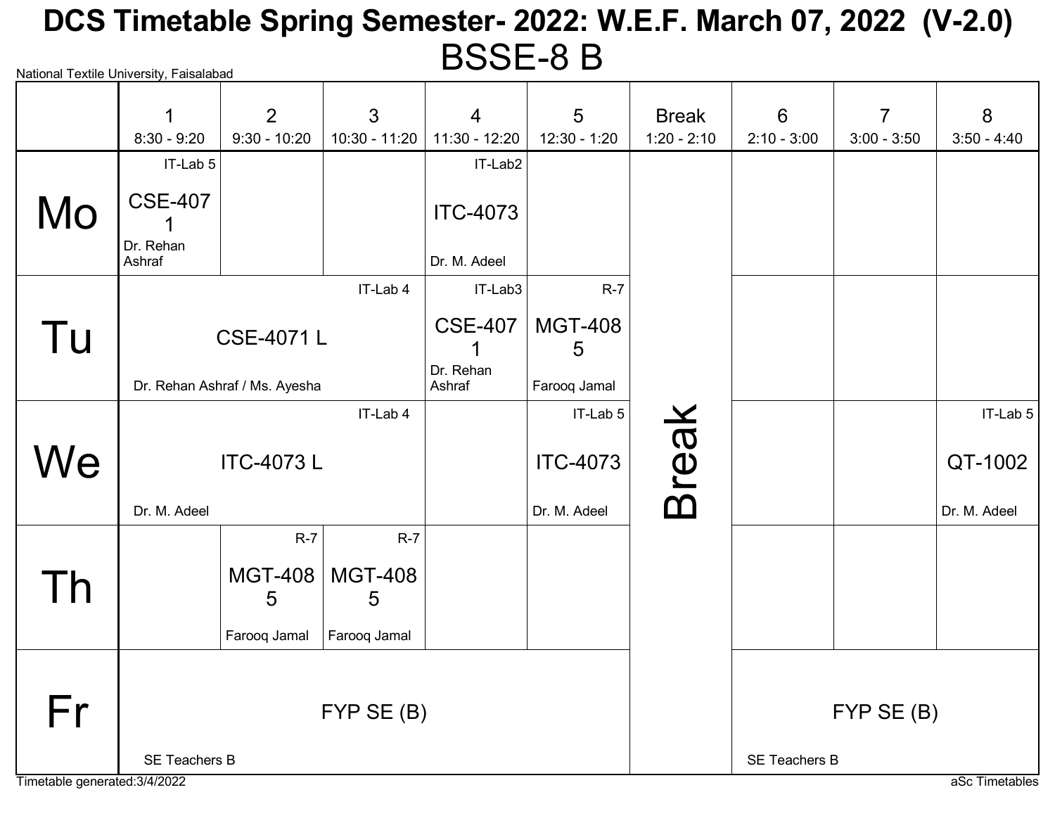# DCS Timetable Spring Semester- 2022: W.E.F. March 07, 2022 (V-2.0)

## BSSE-8 B

National Textile University, Faisalabad

| | 1<br>8:30 - 9:20 | 2<br>9:30 - 10:20 | 3<br>10:30 - 11:20 | 4<br>11:30 - 12:20 | 5<br>12:30 - 1:20 | Break<br>1:20 - 2:10 | 6<br>2:10 - 3:00 | 7<br>3:00 - 3:50 | 8<br>3:50 - 4:40 |
|---|---|---|---|---|---|---|---|---|---|
| Mo | IT-Lab 5<br>CSE-4071<br>Dr. Rehan Ashraf | | | IT-Lab2<br>ITC-4073<br>Dr. M. Adeel | | Break | | | |
| Tu | IT-Lab 4<br>CSE-4071 L<br>Dr. Rehan Ashraf / Ms. Ayesha | | | IT-Lab3<br>CSE-4071<br>Dr. Rehan Ashraf | R-7<br>MGT-4085<br>Farooq Jamal | Break | | | |
| We | IT-Lab 4<br>ITC-4073 L<br>Dr. M. Adeel | | | | IT-Lab 5<br>ITC-4073<br>Dr. M. Adeel | Break | | | IT-Lab 5<br>QT-1002<br>Dr. M. Adeel |
| Th | | R-7<br>MGT-4085<br>Farooq Jamal | R-7<br>MGT-4085<br>Farooq Jamal | | | Break | | | |
| Fr | FYP SE (B)<br>SE Teachers B | | | | | Break | FYP SE (B)<br>SE Teachers B | | |

Timetable generated:3/4/2022

aSc Timetables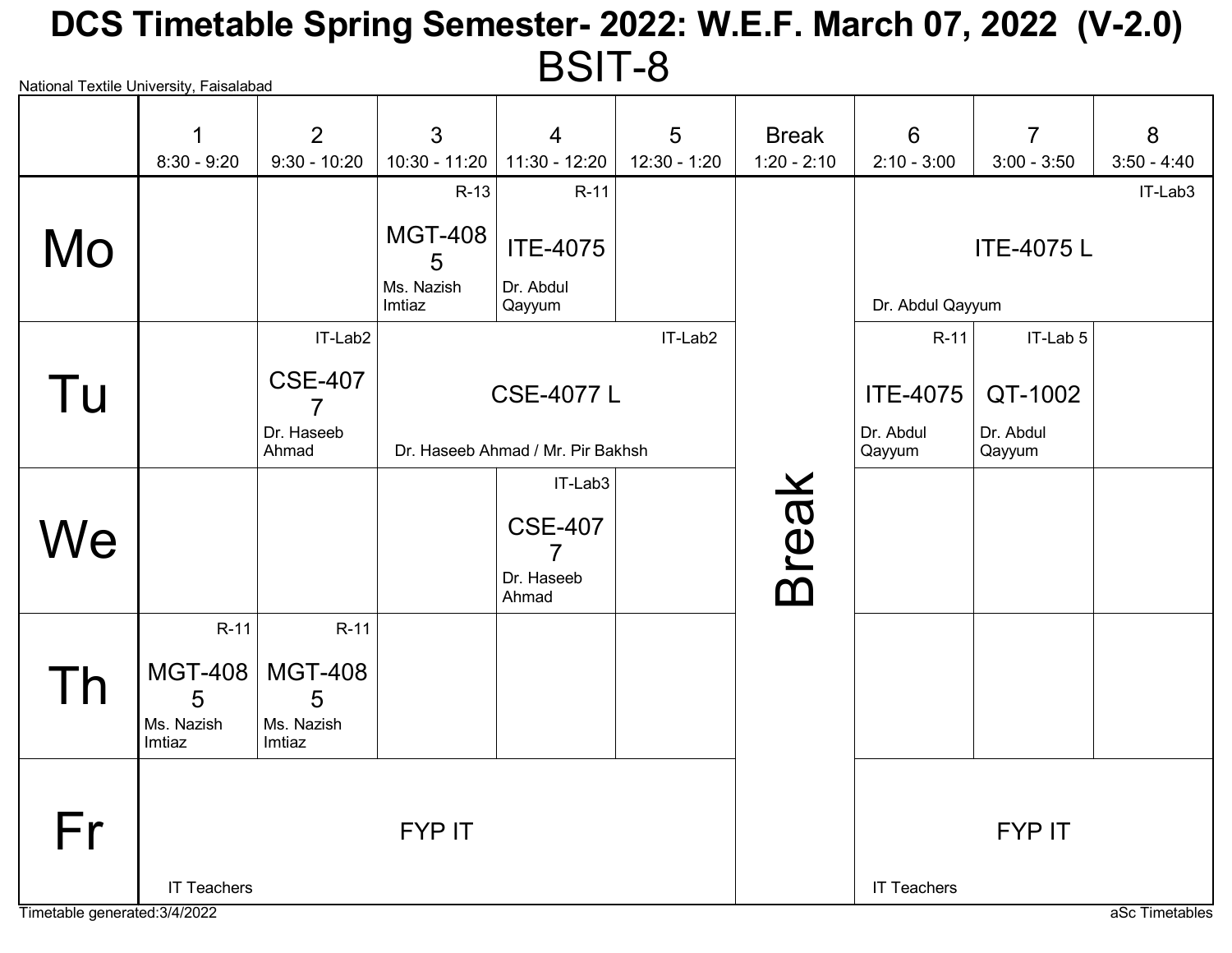# DCS Timetable Spring Semester- 2022: W.E.F. March 07, 2022 (V-2.0)

## BSIT-8

National Textile University, Faisalabad

| | 1<br>8:30 - 9:20 | 2<br>9:30 - 10:20 | 3<br>10:30 - 11:20 | 4<br>11:30 - 12:20 | 5<br>12:30 - 1:20 | Break<br>1:20 - 2:10 | 6<br>2:10 - 3:00 | 7<br>3:00 - 3:50 | 8<br>3:50 - 4:40 |
|---|---|---|---|---|---|---|---|---|---|
| Mo | | | R-13<br>MGT-4085<br>Ms. Nazish Imtiaz | R-11<br>ITE-4075<br>Dr. Abdul Qayyum | | Break | IT-Lab3<br>ITE-4075 L<br>Dr. Abdul Qayyum | | |
| Tu | | IT-Lab2<br>CSE-4077<br>Dr. Haseeb Ahmad | IT-Lab2<br>CSE-4077 L<br>Dr. Haseeb Ahmad / Mr. Pir Bakhsh | | | Break | R-11<br>ITE-4075<br>Dr. Abdul Qayyum | IT-Lab 5<br>QT-1002<br>Dr. Abdul Qayyum | |
| We | | | | IT-Lab3<br>CSE-4077<br>Dr. Haseeb Ahmad | | Break | | | |
| Th | R-11<br>MGT-4085<br>Ms. Nazish Imtiaz | R-11<br>MGT-4085<br>Ms. Nazish Imtiaz | | | | Break | | | |
| Fr | FYP IT<br>IT Teachers | | | | | Break | FYP IT<br>IT Teachers | | |

Timetable generated:3/4/2022

aSc Timetables